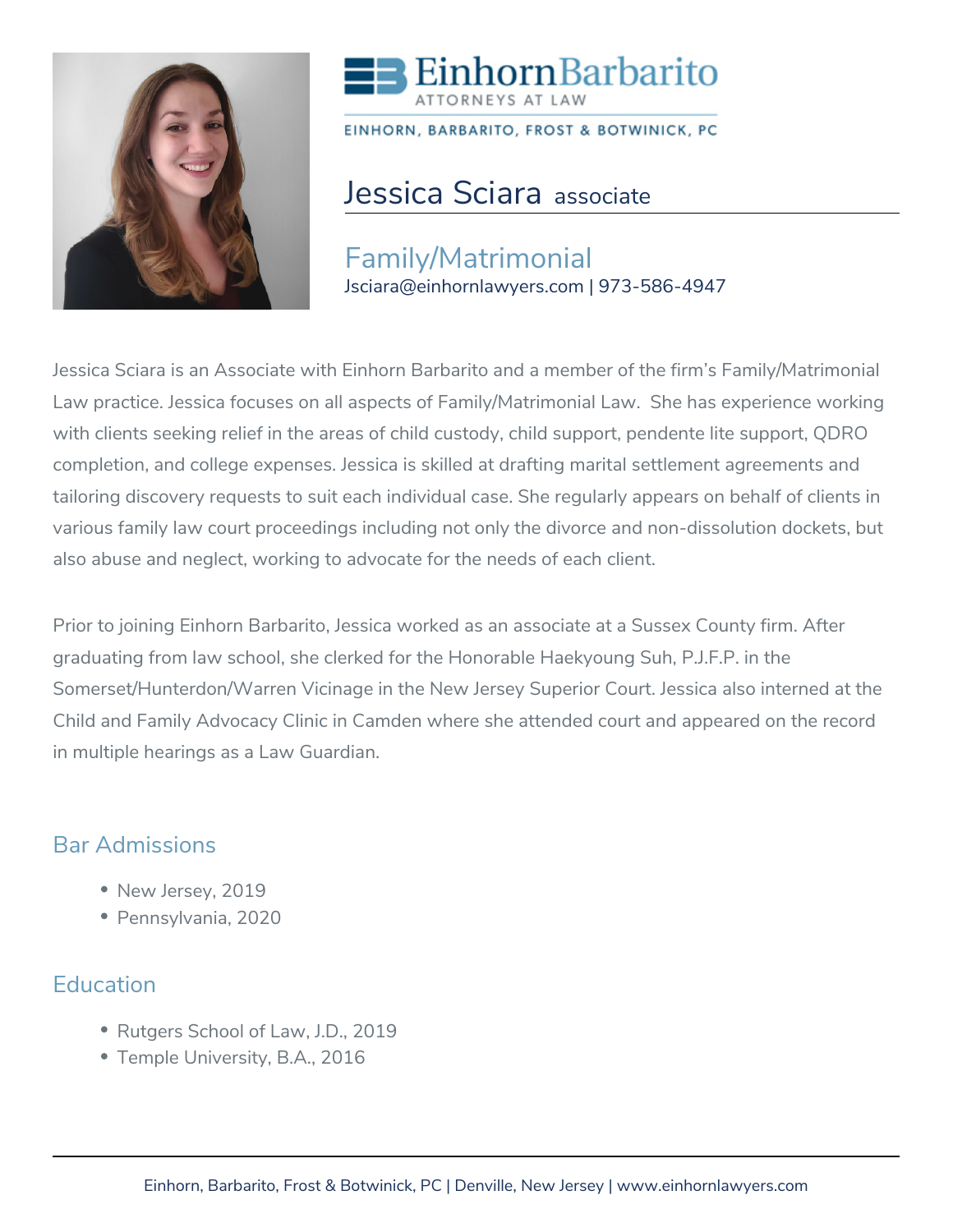EinhornBarbarito
ATTORNEYS AT LAW

EINHORN, BARBARITO, FROST & BOTWINICK, PC

# Jessica Sciara associate

## Family/Matrimonial

Jsciara@einhornlawyers.com | 973-586-4947

Jessica Sciara is an Associate with Einhorn Barbarito and a member of the firm's Family/Matrimonial Law practice. Jessica focuses on all aspects of Family/Matrimonial Law. She has experience working with clients seeking relief in the areas of child custody, child support, pendente lite support, QDRO completion, and college expenses. Jessica is skilled at drafting marital settlement agreements and tailoring discovery requests to suit each individual case. She regularly appears on behalf of clients in various family law court proceedings including not only the divorce and non-dissolution dockets, but also abuse and neglect, working to advocate for the needs of each client.

Prior to joining Einhorn Barbarito, Jessica worked as an associate at a Sussex County firm. After graduating from law school, she clerked for the Honorable Haekyoung Suh, P.J.F.P. in the Somerset/Hunterdon/Warren Vicinage in the New Jersey Superior Court. Jessica also interned at the Child and Family Advocacy Clinic in Camden where she attended court and appeared on the record in multiple hearings as a Law Guardian.

## Bar Admissions

- New Jersey, 2019
- Pennsylvania, 2020

## Education

- Rutgers School of Law, J.D., 2019
- Temple University, B.A., 2016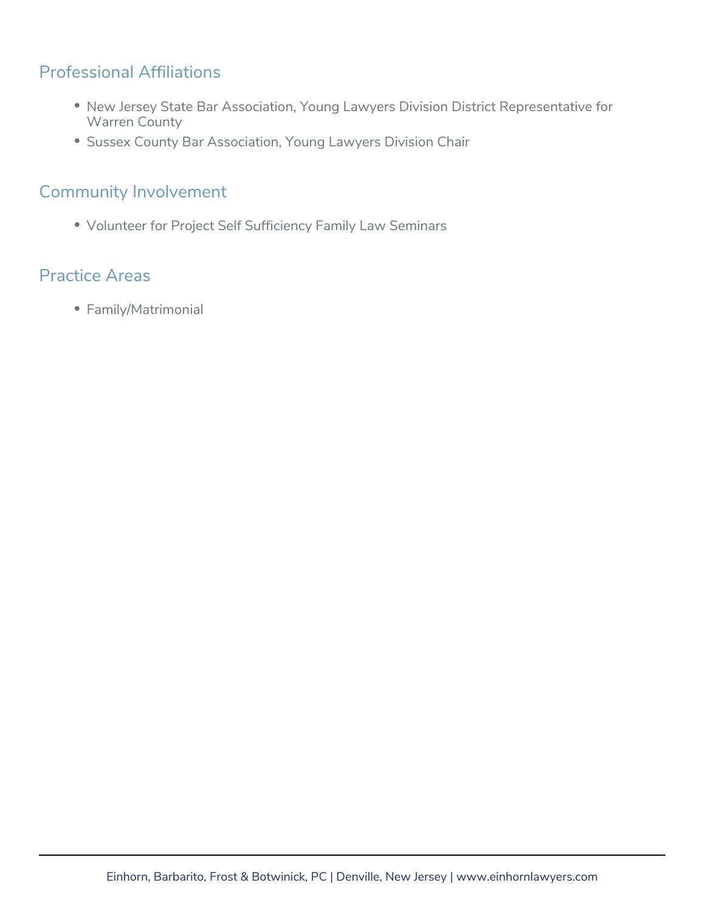## Professional Affiliations

- New Jersey State Bar Association, Young Lawyers Division District Representative for Warren County
- Sussex County Bar Association, Young Lawyers Division Chair

## Community Involvement

- Volunteer for Project Self Sufficiency Family Law Seminars

## Practice Areas

- Family/Matrimonial